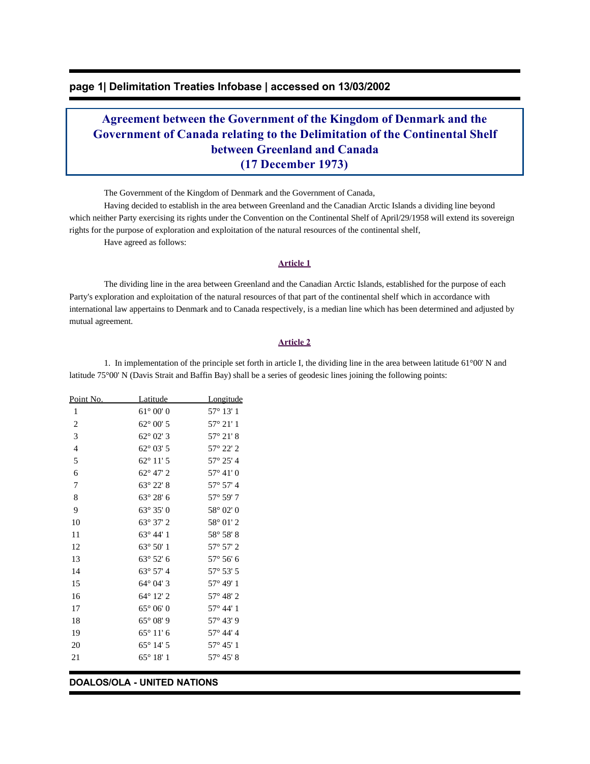# Agreement between the Government of the Kingdom of Denmark and the Government of Canada relating to the Delimitation of the Continental Shelf between Greenland and Canada (17 December 1973)

The Government of the Kingdom of Denmark and the Government of Canada,

Having decided to establish in the area between Greenland and the Canadian Arctic Islands a dividing line beyond which neither Party exercising its rights under the Convention on the Continental Shelf of April/29/1958 will extend its sovereign rights for the purpose of exploration and exploitation of the natural resources of the continental shelf,

Have agreed as follows:

## Article 1

The dividing line in the area between Greenland and the Canadian Arctic Islands, established for the purpose of each Party's exploration and exploitation of the natural resources of that part of the continental shelf which in accordance with international law appertains to Denmark and to Canada respectively, is a median line which has been determined and adjusted by mutual agreement.

## Article 2

1. In implementation of the principle set forth in article I, the dividing line in the area between latitude 61°00' N and latitude 75°00' N (Davis Strait and Baffin Bay) shall be a series of geodesic lines joining the following points:

| Point No. | Latitude | Longitude |
|---|---|---|
| 1 | 61° 00' 0 | 57° 13' 1 |
| 2 | 62° 00' 5 | 57° 21' 1 |
| 3 | 62° 02' 3 | 57° 21' 8 |
| 4 | 62° 03' 5 | 57° 22' 2 |
| 5 | 62° 11' 5 | 57° 25' 4 |
| 6 | 62° 47' 2 | 57° 41' 0 |
| 7 | 63° 22' 8 | 57° 57' 4 |
| 8 | 63° 28' 6 | 57° 59' 7 |
| 9 | 63° 35' 0 | 58° 02' 0 |
| 10 | 63° 37' 2 | 58° 01' 2 |
| 11 | 63° 44' 1 | 58° 58' 8 |
| 12 | 63° 50' 1 | 57° 57' 2 |
| 13 | 63° 52' 6 | 57° 56' 6 |
| 14 | 63° 57' 4 | 57° 53' 5 |
| 15 | 64° 04' 3 | 57° 49' 1 |
| 16 | 64° 12' 2 | 57° 48' 2 |
| 17 | 65° 06' 0 | 57° 44' 1 |
| 18 | 65° 08' 9 | 57° 43' 9 |
| 19 | 65° 11' 6 | 57° 44' 4 |
| 20 | 65° 14' 5 | 57° 45' 1 |
| 21 | 65° 18' 1 | 57° 45' 8 |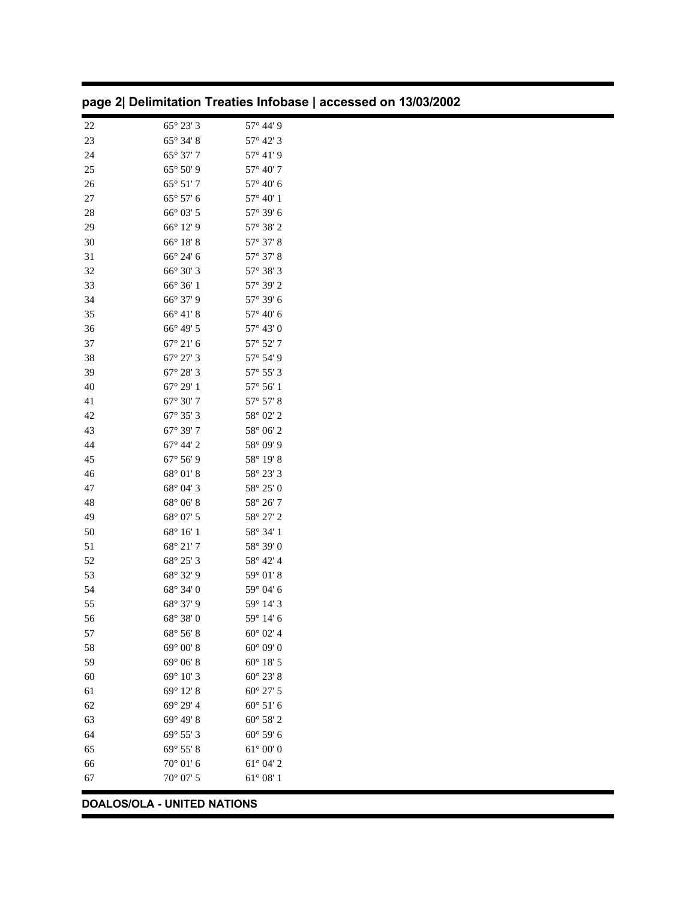| | | |
|---|---|---|
| 22 | 65° 23' 3 | 57° 44' 9 |
| 23 | 65° 34' 8 | 57° 42' 3 |
| 24 | 65° 37' 7 | 57° 41' 9 |
| 25 | 65° 50' 9 | 57° 40' 7 |
| 26 | 65° 51' 7 | 57° 40' 6 |
| 27 | 65° 57' 6 | 57° 40' 1 |
| 28 | 66° 03' 5 | 57° 39' 6 |
| 29 | 66° 12' 9 | 57° 38' 2 |
| 30 | 66° 18' 8 | 57° 37' 8 |
| 31 | 66° 24' 6 | 57° 37' 8 |
| 32 | 66° 30' 3 | 57° 38' 3 |
| 33 | 66° 36' 1 | 57° 39' 2 |
| 34 | 66° 37' 9 | 57° 39' 6 |
| 35 | 66° 41' 8 | 57° 40' 6 |
| 36 | 66° 49' 5 | 57° 43' 0 |
| 37 | 67° 21' 6 | 57° 52' 7 |
| 38 | 67° 27' 3 | 57° 54' 9 |
| 39 | 67° 28' 3 | 57° 55' 3 |
| 40 | 67° 29' 1 | 57° 56' 1 |
| 41 | 67° 30' 7 | 57° 57' 8 |
| 42 | 67° 35' 3 | 58° 02' 2 |
| 43 | 67° 39' 7 | 58° 06' 2 |
| 44 | 67° 44' 2 | 58° 09' 9 |
| 45 | 67° 56' 9 | 58° 19' 8 |
| 46 | 68° 01' 8 | 58° 23' 3 |
| 47 | 68° 04' 3 | 58° 25' 0 |
| 48 | 68° 06' 8 | 58° 26' 7 |
| 49 | 68° 07' 5 | 58° 27' 2 |
| 50 | 68° 16' 1 | 58° 34' 1 |
| 51 | 68° 21' 7 | 58° 39' 0 |
| 52 | 68° 25' 3 | 58° 42' 4 |
| 53 | 68° 32' 9 | 59° 01' 8 |
| 54 | 68° 34' 0 | 59° 04' 6 |
| 55 | 68° 37' 9 | 59° 14' 3 |
| 56 | 68° 38' 0 | 59° 14' 6 |
| 57 | 68° 56' 8 | 60° 02' 4 |
| 58 | 69° 00' 8 | 60° 09' 0 |
| 59 | 69° 06' 8 | 60° 18' 5 |
| 60 | 69° 10' 3 | 60° 23' 8 |
| 61 | 69° 12' 8 | 60° 27' 5 |
| 62 | 69° 29' 4 | 60° 51' 6 |
| 63 | 69° 49' 8 | 60° 58' 2 |
| 64 | 69° 55' 3 | 60° 59' 6 |
| 65 | 69° 55' 8 | 61° 00' 0 |
| 66 | 70° 01' 6 | 61° 04' 2 |
| 67 | 70° 07' 5 | 61° 08' 1 |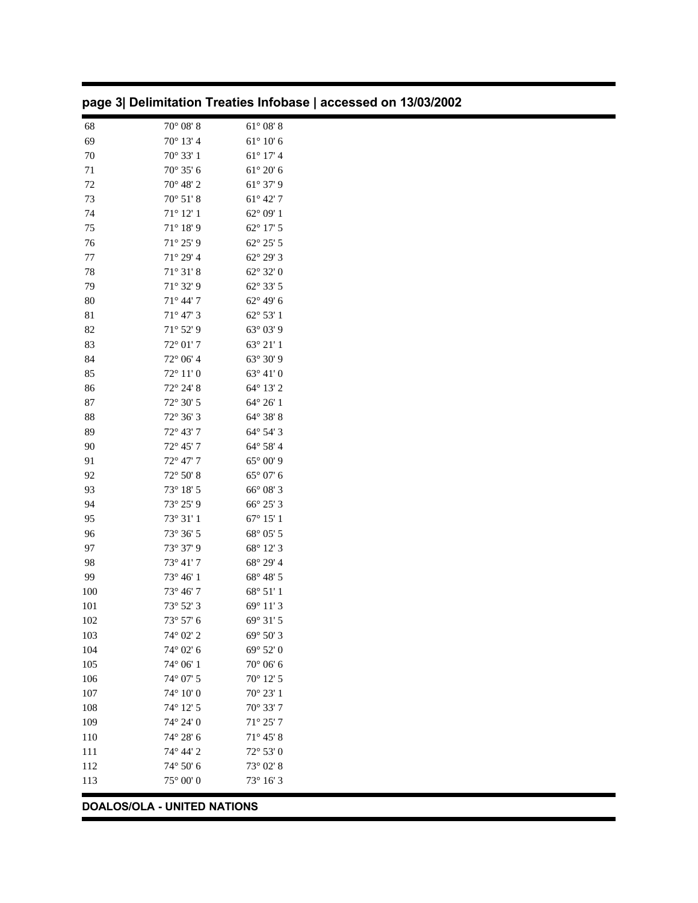| | | |
|---|---|---|
| 68 | 70° 08' 8 | 61° 08' 8 |
| 69 | 70° 13' 4 | 61° 10' 6 |
| 70 | 70° 33' 1 | 61° 17' 4 |
| 71 | 70° 35' 6 | 61° 20' 6 |
| 72 | 70° 48' 2 | 61° 37' 9 |
| 73 | 70° 51' 8 | 61° 42' 7 |
| 74 | 71° 12' 1 | 62° 09' 1 |
| 75 | 71° 18' 9 | 62° 17' 5 |
| 76 | 71° 25' 9 | 62° 25' 5 |
| 77 | 71° 29' 4 | 62° 29' 3 |
| 78 | 71° 31' 8 | 62° 32' 0 |
| 79 | 71° 32' 9 | 62° 33' 5 |
| 80 | 71° 44' 7 | 62° 49' 6 |
| 81 | 71° 47' 3 | 62° 53' 1 |
| 82 | 71° 52' 9 | 63° 03' 9 |
| 83 | 72° 01' 7 | 63° 21' 1 |
| 84 | 72° 06' 4 | 63° 30' 9 |
| 85 | 72° 11' 0 | 63° 41' 0 |
| 86 | 72° 24' 8 | 64° 13' 2 |
| 87 | 72° 30' 5 | 64° 26' 1 |
| 88 | 72° 36' 3 | 64° 38' 8 |
| 89 | 72° 43' 7 | 64° 54' 3 |
| 90 | 72° 45' 7 | 64° 58' 4 |
| 91 | 72° 47' 7 | 65° 00' 9 |
| 92 | 72° 50' 8 | 65° 07' 6 |
| 93 | 73° 18' 5 | 66° 08' 3 |
| 94 | 73° 25' 9 | 66° 25' 3 |
| 95 | 73° 31' 1 | 67° 15' 1 |
| 96 | 73° 36' 5 | 68° 05' 5 |
| 97 | 73° 37' 9 | 68° 12' 3 |
| 98 | 73° 41' 7 | 68° 29' 4 |
| 99 | 73° 46' 1 | 68° 48' 5 |
| 100 | 73° 46' 7 | 68° 51' 1 |
| 101 | 73° 52' 3 | 69° 11' 3 |
| 102 | 73° 57' 6 | 69° 31' 5 |
| 103 | 74° 02' 2 | 69° 50' 3 |
| 104 | 74° 02' 6 | 69° 52' 0 |
| 105 | 74° 06' 1 | 70° 06' 6 |
| 106 | 74° 07' 5 | 70° 12' 5 |
| 107 | 74° 10' 0 | 70° 23' 1 |
| 108 | 74° 12' 5 | 70° 33' 7 |
| 109 | 74° 24' 0 | 71° 25' 7 |
| 110 | 74° 28' 6 | 71° 45' 8 |
| 111 | 74° 44' 2 | 72° 53' 0 |
| 112 | 74° 50' 6 | 73° 02' 8 |
| 113 | 75° 00' 0 | 73° 16' 3 |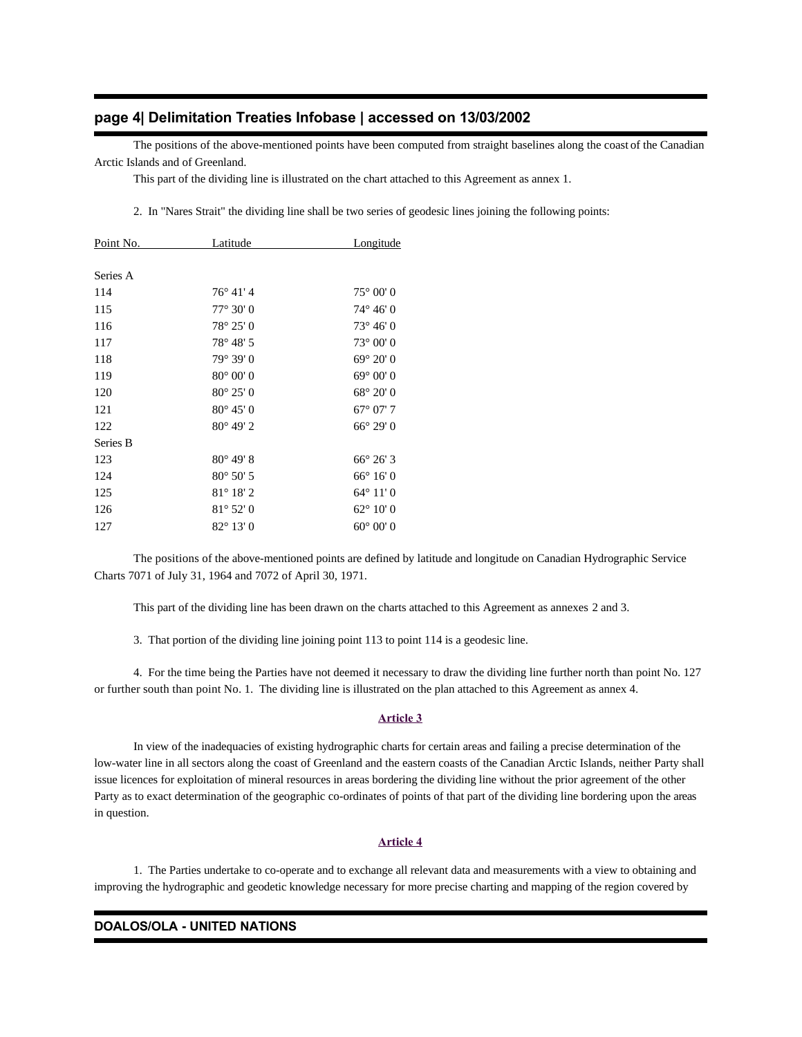The positions of the above-mentioned points have been computed from straight baselines along the coast of the Canadian Arctic Islands and of Greenland.

This part of the dividing line is illustrated on the chart attached to this Agreement as annex 1.

2. In "Nares Strait" the dividing line shall be two series of geodesic lines joining the following points:

| Point No. | Latitude | Longitude |
|---|---|---|
| Series A | | |
| 114 | 76° 41' 4 | 75° 00' 0 |
| 115 | 77° 30' 0 | 74° 46' 0 |
| 116 | 78° 25' 0 | 73° 46' 0 |
| 117 | 78° 48' 5 | 73° 00' 0 |
| 118 | 79° 39' 0 | 69° 20' 0 |
| 119 | 80° 00' 0 | 69° 00' 0 |
| 120 | 80° 25' 0 | 68° 20' 0 |
| 121 | 80° 45' 0 | 67° 07' 7 |
| 122 | 80° 49' 2 | 66° 29' 0 |
| Series B | | |
| 123 | 80° 49' 8 | 66° 26' 3 |
| 124 | 80° 50' 5 | 66° 16' 0 |
| 125 | 81° 18' 2 | 64° 11' 0 |
| 126 | 81° 52' 0 | 62° 10' 0 |
| 127 | 82° 13' 0 | 60° 00' 0 |

The positions of the above-mentioned points are defined by latitude and longitude on Canadian Hydrographic Service Charts 7071 of July 31, 1964 and 7072 of April 30, 1971.

This part of the dividing line has been drawn on the charts attached to this Agreement as annexes 2 and 3.

3. That portion of the dividing line joining point 113 to point 114 is a geodesic line.

4. For the time being the Parties have not deemed it necessary to draw the dividing line further north than point No. 127 or further south than point No. 1. The dividing line is illustrated on the plan attached to this Agreement as annex 4.

## Article 3

In view of the inadequacies of existing hydrographic charts for certain areas and failing a precise determination of the low-water line in all sectors along the coast of Greenland and the eastern coasts of the Canadian Arctic Islands, neither Party shall issue licences for exploitation of mineral resources in areas bordering the dividing line without the prior agreement of the other Party as to exact determination of the geographic co-ordinates of points of that part of the dividing line bordering upon the areas in question.

## Article 4

1. The Parties undertake to co-operate and to exchange all relevant data and measurements with a view to obtaining and improving the hydrographic and geodetic knowledge necessary for more precise charting and mapping of the region covered by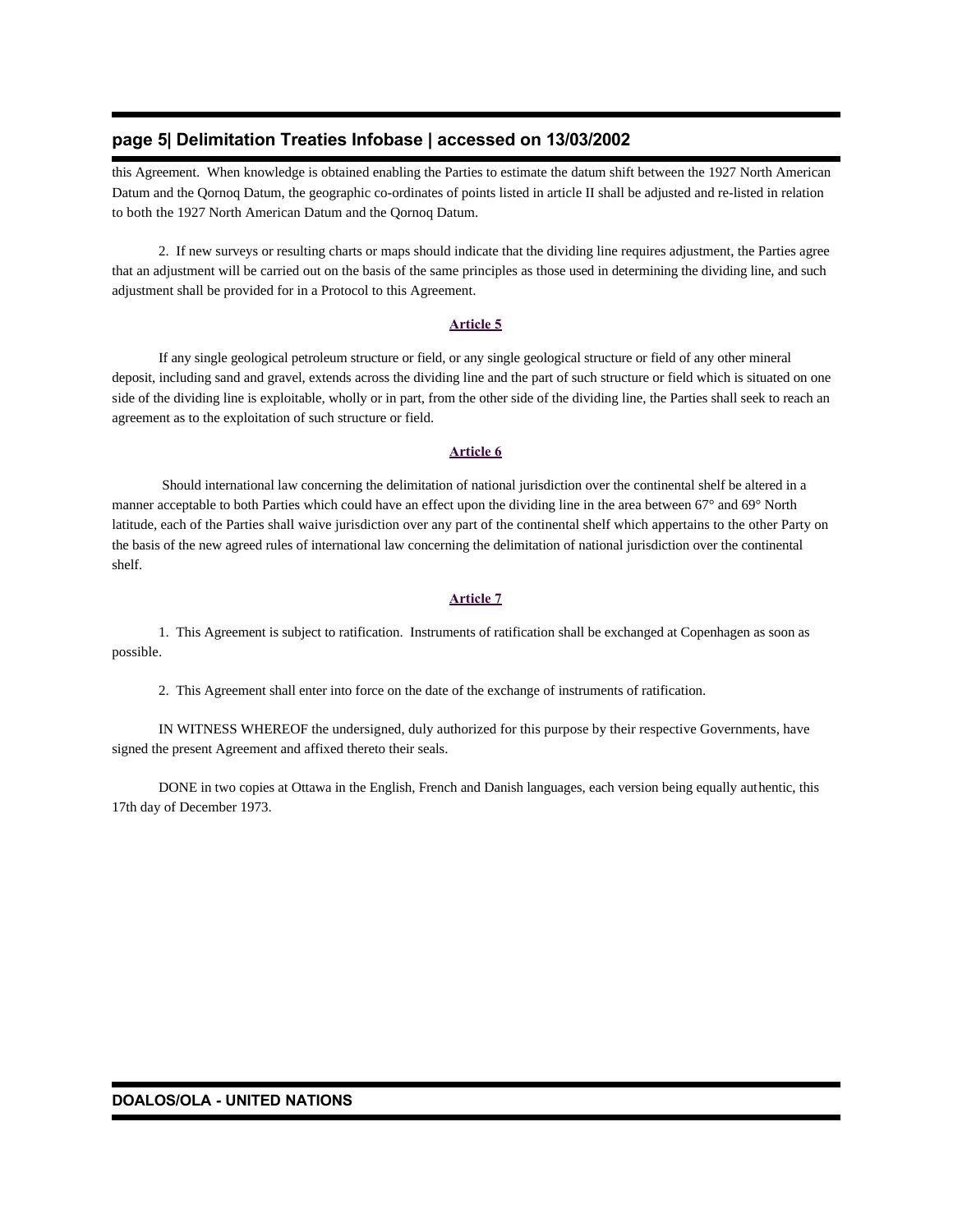this Agreement. When knowledge is obtained enabling the Parties to estimate the datum shift between the 1927 North American Datum and the Qornoq Datum, the geographic co-ordinates of points listed in article II shall be adjusted and re-listed in relation to both the 1927 North American Datum and the Qornoq Datum.

2. If new surveys or resulting charts or maps should indicate that the dividing line requires adjustment, the Parties agree that an adjustment will be carried out on the basis of the same principles as those used in determining the dividing line, and such adjustment shall be provided for in a Protocol to this Agreement.

## Article 5

If any single geological petroleum structure or field, or any single geological structure or field of any other mineral deposit, including sand and gravel, extends across the dividing line and the part of such structure or field which is situated on one side of the dividing line is exploitable, wholly or in part, from the other side of the dividing line, the Parties shall seek to reach an agreement as to the exploitation of such structure or field.

## Article 6

Should international law concerning the delimitation of national jurisdiction over the continental shelf be altered in a manner acceptable to both Parties which could have an effect upon the dividing line in the area between 67° and 69° North latitude, each of the Parties shall waive jurisdiction over any part of the continental shelf which appertains to the other Party on the basis of the new agreed rules of international law concerning the delimitation of national jurisdiction over the continental shelf.

## Article 7

1. This Agreement is subject to ratification. Instruments of ratification shall be exchanged at Copenhagen as soon as possible.

2. This Agreement shall enter into force on the date of the exchange of instruments of ratification.

IN WITNESS WHEREOF the undersigned, duly authorized for this purpose by their respective Governments, have signed the present Agreement and affixed thereto their seals.

DONE in two copies at Ottawa in the English, French and Danish languages, each version being equally authentic, this 17th day of December 1973.